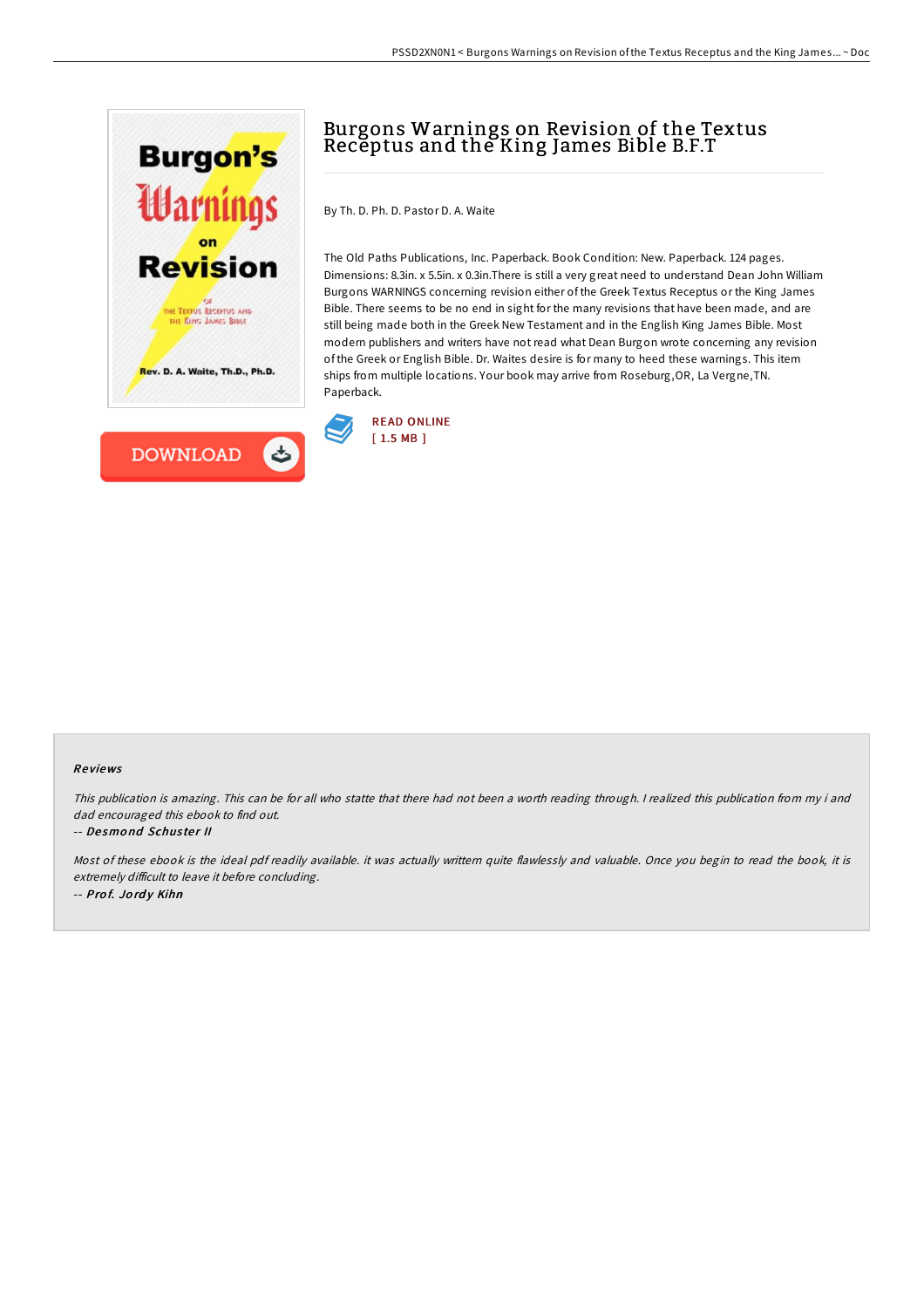# Burgons Warnings on Revision of the Textus Receptus and the King James Bible B.F.T

By Th. D. Ph. D. Pastor D. A. Waite

The Old Paths Publications, Inc. Paperback. Book Condition: New. Paperback. 124 pages. Dimensions: 8.3in. x 5.5in. x 0.3in.There is still a very great need to understand Dean John William Burgons WARNINGS concerning revision either of the Greek Textus Receptus or the King James Bible. There seems to be no end in sight for the many revisions that have been made, and are still being made both in the Greek New Testament and in the English King James Bible. Most modern publishers and writers have not read what Dean Burgon wrote concerning any revision of the Greek or English Bible. Dr. Waites desire is for many to heed these warnings. This item ships from multiple locations. Your book may arrive from Roseburg,OR, La Vergne,TN. Paperback.

READ ONLINE
[ 1.5 MB ]

DOWNLOAD

### Reviews

*This publication is amazing. This can be for all who statte that there had not been a worth reading through. I realized this publication from my i and dad encouraged this ebook to find out.*

-- ***Desmond Schuster II***

*Most of these ebook is the ideal pdf readily available. it was actually writtern quite flawlessly and valuable. Once you begin to read the book, it is extremely difficult to leave it before concluding.*

-- ***Prof. Jordy Kihn***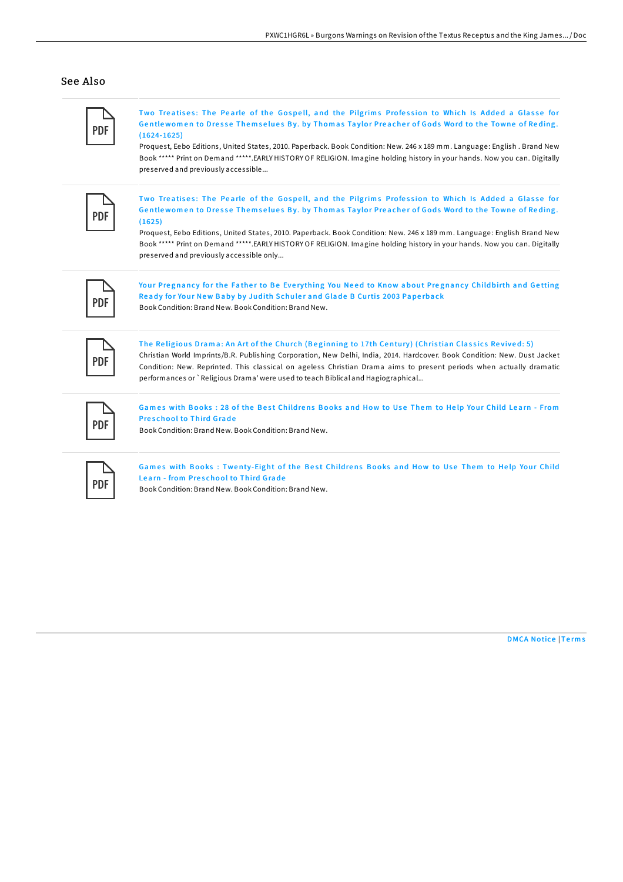## See Also

PDF

**Two Treatises: The Pearle of the Gospell, and the Pilgrims Profession to Which Is Added a Glasse for Gentlewomen to Dresse Themselues By. by Thomas Taylor Preacher of Gods Word to the Towne of Reding. (1624-1625)**

Proquest, Eebo Editions, United States, 2010. Paperback. Book Condition: New. 246 x 189 mm. Language: English . Brand New Book ***** Print on Demand *****.EARLY HISTORY OF RELIGION. Imagine holding history in your hands. Now you can. Digitally preserved and previously accessible...

PDF

**Two Treatises: The Pearle of the Gospell, and the Pilgrims Profession to Which Is Added a Glasse for Gentlewomen to Dresse Themselues By. by Thomas Taylor Preacher of Gods Word to the Towne of Reding. (1625)**

Proquest, Eebo Editions, United States, 2010. Paperback. Book Condition: New. 246 x 189 mm. Language: English Brand New Book ***** Print on Demand *****.EARLY HISTORY OF RELIGION. Imagine holding history in your hands. Now you can. Digitally preserved and previously accessible only...

PDF

**Your Pregnancy for the Father to Be Everything You Need to Know about Pregnancy Childbirth and Getting Ready for Your New Baby by Judith Schuler and Glade B Curtis 2003 Paperback**

Book Condition: Brand New. Book Condition: Brand New.

PDF

**The Religious Drama: An Art of the Church (Beginning to 17th Century) (Christian Classics Revived: 5)**

Christian World Imprints/B.R. Publishing Corporation, New Delhi, India, 2014. Hardcover. Book Condition: New. Dust Jacket Condition: New. Reprinted. This classical on ageless Christian Drama aims to present periods when actually dramatic performances or `Religious Drama' were used to teach Biblical and Hagiographical...

PDF

**Games with Books : 28 of the Best Childrens Books and How to Use Them to Help Your Child Learn - From Preschool to Third Grade**

Book Condition: Brand New. Book Condition: Brand New.

PDF

**Games with Books : Twenty-Eight of the Best Childrens Books and How to Use Them to Help Your Child Learn - from Preschool to Third Grade**

Book Condition: Brand New. Book Condition: Brand New.

DMCA Notice | Terms